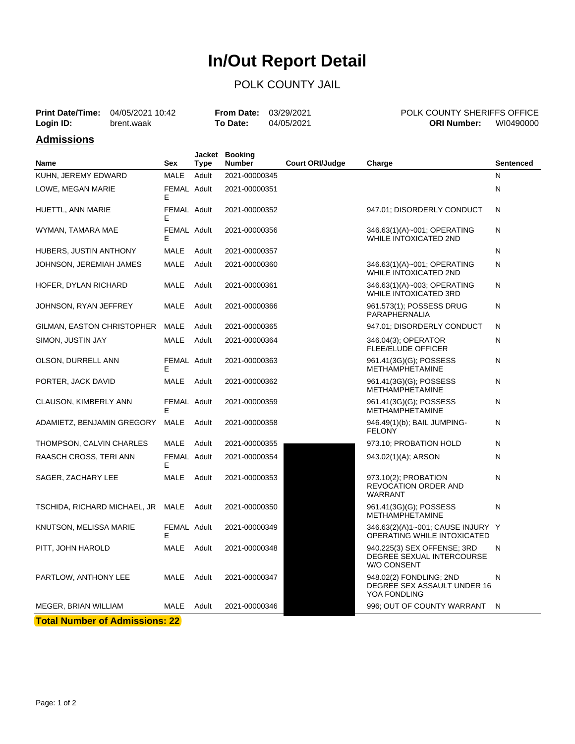# In/Out Report Detail

## POLK COUNTY JAIL

**Print Date/Time:** 04/05/2021 10:42
**Login ID:** brent.waak

**From Date:** 03/29/2021
**To Date:** 04/05/2021

POLK COUNTY SHERIFFS OFFICE
**ORI Number:** WI0490000

## Admissions

| Name | Sex | Jacket Type | Booking Number | Court ORI/Judge | Charge | Sentenced |
|---|---|---|---|---|---|---|
| KUHN, JEREMY EDWARD | MALE | Adult | 2021-00000345 | | | N |
| LOWE, MEGAN MARIE | FEMALE | Adult | 2021-00000351 | | | N |
| HUETTL, ANN MARIE | FEMALE | Adult | 2021-00000352 | | 947.01; DISORDERLY CONDUCT | N |
| WYMAN, TAMARA MAE | FEMALE | Adult | 2021-00000356 | | 346.63(1)(A)~001; OPERATING WHILE INTOXICATED 2ND | N |
| HUBERS, JUSTIN ANTHONY | MALE | Adult | 2021-00000357 | | | N |
| JOHNSON, JEREMIAH JAMES | MALE | Adult | 2021-00000360 | | 346.63(1)(A)~001; OPERATING WHILE INTOXICATED 2ND | N |
| HOFER, DYLAN RICHARD | MALE | Adult | 2021-00000361 | | 346.63(1)(A)~003; OPERATING WHILE INTOXICATED 3RD | N |
| JOHNSON, RYAN JEFFREY | MALE | Adult | 2021-00000366 | | 961.573(1); POSSESS DRUG PARAPHERNALIA | N |
| GILMAN, EASTON CHRISTOPHER | MALE | Adult | 2021-00000365 | | 947.01; DISORDERLY CONDUCT | N |
| SIMON, JUSTIN JAY | MALE | Adult | 2021-00000364 | | 346.04(3); OPERATOR FLEE/ELUDE OFFICER | N |
| OLSON, DURRELL ANN | FEMALE | Adult | 2021-00000363 | | 961.41(3G)(G); POSSESS METHAMPHETAMINE | N |
| PORTER, JACK DAVID | MALE | Adult | 2021-00000362 | | 961.41(3G)(G); POSSESS METHAMPHETAMINE | N |
| CLAUSON, KIMBERLY ANN | FEMALE | Adult | 2021-00000359 | | 961.41(3G)(G); POSSESS METHAMPHETAMINE | N |
| ADAMIETZ, BENJAMIN GREGORY | MALE | Adult | 2021-00000358 | | 946.49(1)(b); BAIL JUMPING-FELONY | N |
| THOMPSON, CALVIN CHARLES | MALE | Adult | 2021-00000355 | | 973.10; PROBATION HOLD | N |
| RAASCH CROSS, TERI ANN | FEMALE | Adult | 2021-00000354 | | 943.02(1)(A); ARSON | N |
| SAGER, ZACHARY LEE | MALE | Adult | 2021-00000353 | | 973.10(2); PROBATION REVOCATION ORDER AND WARRANT | N |
| TSCHIDA, RICHARD MICHAEL, JR | MALE | Adult | 2021-00000350 | | 961.41(3G)(G); POSSESS METHAMPHETAMINE | N |
| KNUTSON, MELISSA MARIE | FEMALE | Adult | 2021-00000349 | | 346.63(2)(A)1~001; CAUSE INJURY OPERATING WHILE INTOXICATED | Y |
| PITT, JOHN HAROLD | MALE | Adult | 2021-00000348 | | 940.225(3) SEX OFFENSE; 3RD DEGREE SEXUAL INTERCOURSE W/O CONSENT | N |
| PARTLOW, ANTHONY LEE | MALE | Adult | 2021-00000347 | | 948.02(2) FONDLING; 2ND DEGREE SEX ASSAULT UNDER 16 YOA FONDLING | N |
| MEGER, BRIAN WILLIAM | MALE | Adult | 2021-00000346 | | 996; OUT OF COUNTY WARRANT | N |

**Total Number of Admissions: 22**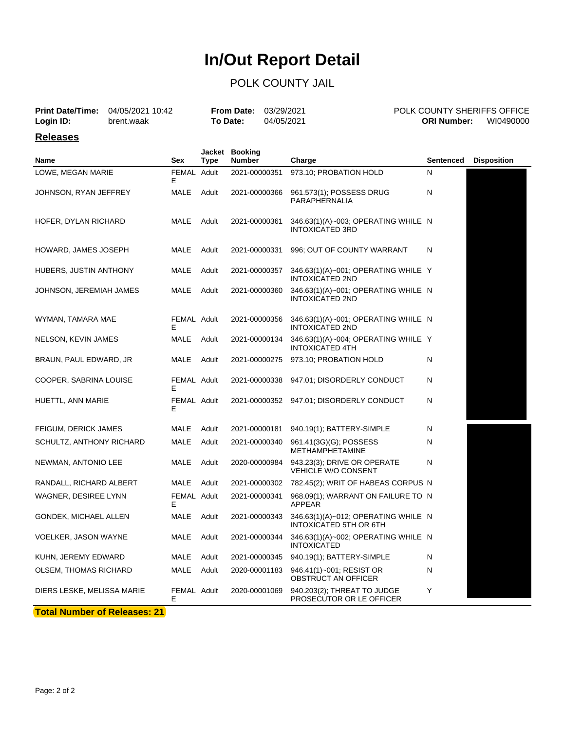# In/Out Report Detail

## POLK COUNTY JAIL

**Print Date/Time:** 04/05/2021 10:42
**Login ID:** brent.waak

**From Date:** 03/29/2021
**To Date:** 04/05/2021

POLK COUNTY SHERIFFS OFFICE
**ORI Number:** WI0490000

### Releases

| Name | Sex | Jacket Type | Booking Number | Charge | Sentenced | Disposition |
|---|---|---|---|---|---|---|
| LOWE, MEGAN MARIE | FEMALE | Adult | 2021-00000351 | 973.10; PROBATION HOLD | N | |
| JOHNSON, RYAN JEFFREY | MALE | Adult | 2021-00000366 | 961.573(1); POSSESS DRUG PARAPHERNALIA | N | |
| HOFER, DYLAN RICHARD | MALE | Adult | 2021-00000361 | 346.63(1)(A)~003; OPERATING WHILE INTOXICATED 3RD | N | |
| HOWARD, JAMES JOSEPH | MALE | Adult | 2021-00000331 | 996; OUT OF COUNTY WARRANT | N | |
| HUBERS, JUSTIN ANTHONY | MALE | Adult | 2021-00000357 | 346.63(1)(A)~001; OPERATING WHILE INTOXICATED 2ND | Y | |
| JOHNSON, JEREMIAH JAMES | MALE | Adult | 2021-00000360 | 346.63(1)(A)~001; OPERATING WHILE INTOXICATED 2ND | N | |
| WYMAN, TAMARA MAE | FEMALE | Adult | 2021-00000356 | 346.63(1)(A)~001; OPERATING WHILE INTOXICATED 2ND | N | |
| NELSON, KEVIN JAMES | MALE | Adult | 2021-00000134 | 346.63(1)(A)~004; OPERATING WHILE INTOXICATED 4TH | Y | |
| BRAUN, PAUL EDWARD, JR | MALE | Adult | 2021-00000275 | 973.10; PROBATION HOLD | N | |
| COOPER, SABRINA LOUISE | FEMALE | Adult | 2021-00000338 | 947.01; DISORDERLY CONDUCT | N | |
| HUETTL, ANN MARIE | FEMALE | Adult | 2021-00000352 | 947.01; DISORDERLY CONDUCT | N | |
| FEIGUM, DERICK JAMES | MALE | Adult | 2021-00000181 | 940.19(1); BATTERY-SIMPLE | N | |
| SCHULTZ, ANTHONY RICHARD | MALE | Adult | 2021-00000340 | 961.41(3G)(G); POSSESS METHAMPHETAMINE | N | |
| NEWMAN, ANTONIO LEE | MALE | Adult | 2020-00000984 | 943.23(3); DRIVE OR OPERATE VEHICLE W/O CONSENT | N | |
| RANDALL, RICHARD ALBERT | MALE | Adult | 2021-00000302 | 782.45(2); WRIT OF HABEAS CORPUS | N | |
| WAGNER, DESIREE LYNN | FEMALE | Adult | 2021-00000341 | 968.09(1); WARRANT ON FAILURE TO APPEAR | N | |
| GONDEK, MICHAEL ALLEN | MALE | Adult | 2021-00000343 | 346.63(1)(A)~012; OPERATING WHILE INTOXICATED 5TH OR 6TH | N | |
| VOELKER, JASON WAYNE | MALE | Adult | 2021-00000344 | 346.63(1)(A)~002; OPERATING WHILE INTOXICATED | N | |
| KUHN, JEREMY EDWARD | MALE | Adult | 2021-00000345 | 940.19(1); BATTERY-SIMPLE | N | |
| OLSEM, THOMAS RICHARD | MALE | Adult | 2020-00001183 | 946.41(1)~001; RESIST OR OBSTRUCT AN OFFICER | N | |
| DIERS LESKE, MELISSA MARIE | FEMALE | Adult | 2020-00001069 | 940.203(2); THREAT TO JUDGE PROSECUTOR OR LE OFFICER | Y | |

**Total Number of Releases: 21**